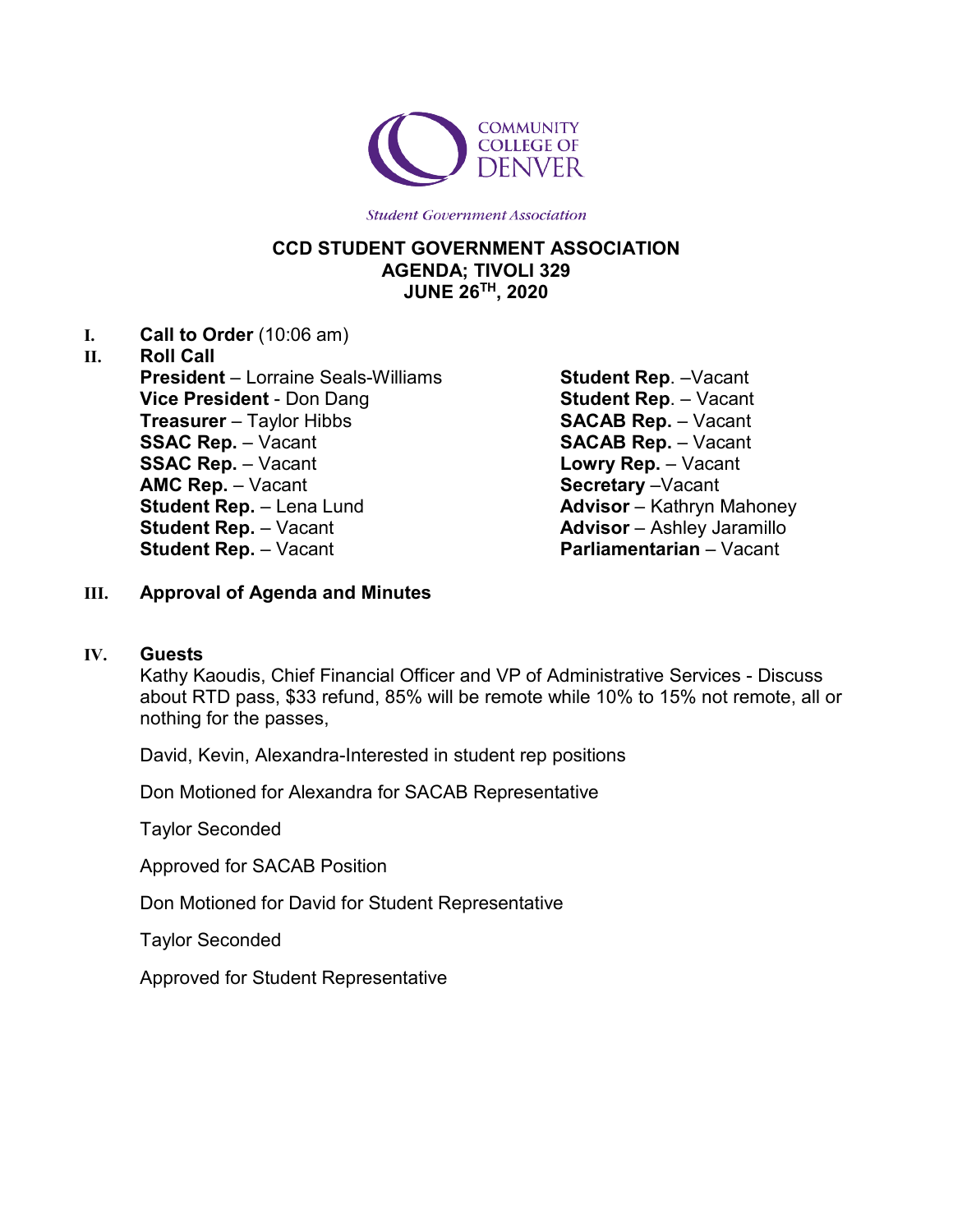COMMUNITY COLLEGE OF DENVER

*Student Government Association*

# CCD STUDENT GOVERNMENT ASSOCIATION
## AGENDA; TIVOLI 329
## JUNE 26TH, 2020

**I. Call to Order** (10:06 am)

**II. Roll Call**

**President** – Lorraine Seals-Williams
**Vice President** - Don Dang
**Treasurer** – Taylor Hibbs
**SSAC Rep.** – Vacant
**SSAC Rep.** – Vacant
**AMC Rep.** – Vacant
**Student Rep.** – Lena Lund
**Student Rep.** – Vacant
**Student Rep.** – Vacant
**Student Rep**. –Vacant
**Student Rep**. – Vacant
**SACAB Rep.** – Vacant
**SACAB Rep.** – Vacant
**Lowry Rep.** – Vacant
**Secretary** –Vacant
**Advisor** – Kathryn Mahoney
**Advisor** – Ashley Jaramillo
**Parliamentarian** – Vacant

**III. Approval of Agenda and Minutes**

**IV. Guests**

Kathy Kaoudis, Chief Financial Officer and VP of Administrative Services - Discuss about RTD pass, $33 refund, 85% will be remote while 10% to 15% not remote, all or nothing for the passes,

David, Kevin, Alexandra-Interested in student rep positions

Don Motioned for Alexandra for SACAB Representative

Taylor Seconded

Approved for SACAB Position

Don Motioned for David for Student Representative

Taylor Seconded

Approved for Student Representative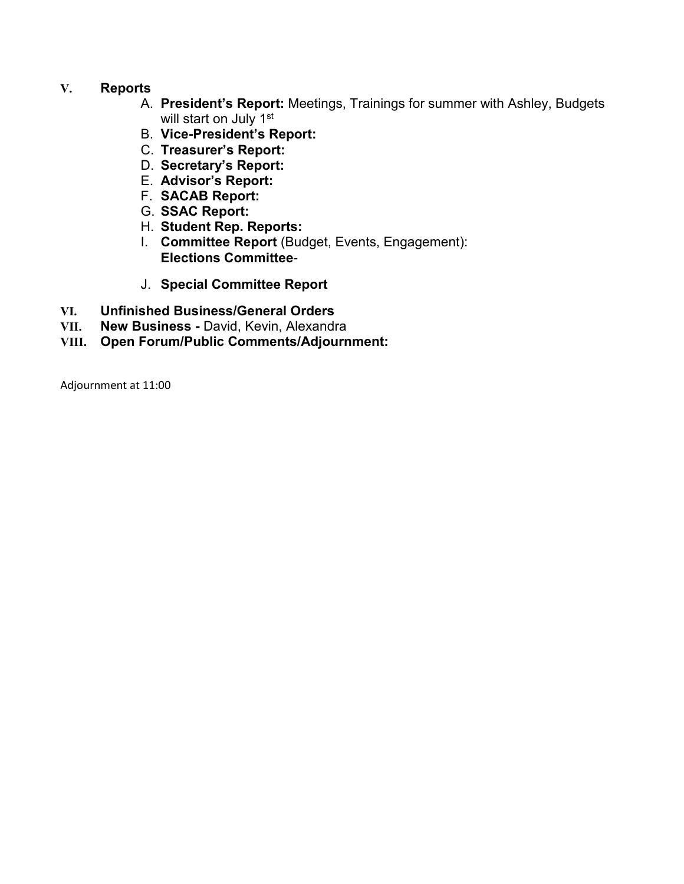V. **Reports**

A. **President's Report:** Meetings, Trainings for summer with Ashley, Budgets will start on July 1st
B. **Vice-President's Report:**
C. **Treasurer's Report:**
D. **Secretary's Report:**
E. **Advisor's Report:**
F. **SACAB Report:**
G. **SSAC Report:**
H. **Student Rep. Reports:**
I. **Committee Report** (Budget, Events, Engagement):
**Elections Committee**-
J. **Special Committee Report**

VI. **Unfinished Business/General Orders**

VII. **New Business -** David, Kevin, Alexandra

VIII. **Open Forum/Public Comments/Adjournment:**

Adjournment at 11:00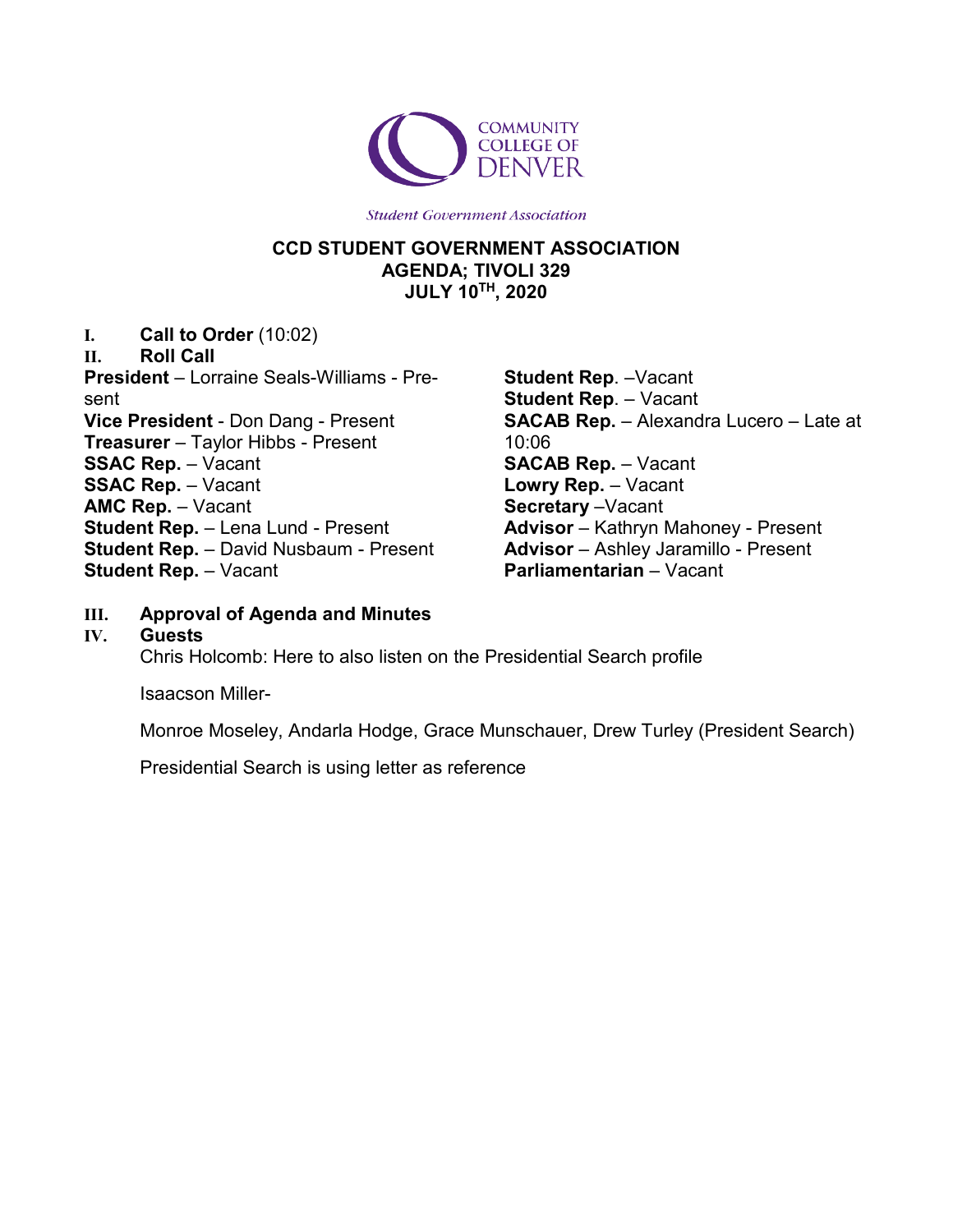COMMUNITY COLLEGE OF DENVER

*Student Government Association*

**CCD STUDENT GOVERNMENT ASSOCIATION**
**AGENDA; TIVOLI 329**
**JULY 10TH, 2020**

**I. Call to Order** (10:02)

**II. Roll Call**

**President** – Lorraine Seals-Williams - Present
**Vice President** - Don Dang - Present
**Treasurer** – Taylor Hibbs - Present
**SSAC Rep.** – Vacant
**SSAC Rep.** – Vacant
**AMC Rep.** – Vacant
**Student Rep.** – Lena Lund - Present
**Student Rep.** – David Nusbaum - Present
**Student Rep.** – Vacant
**Student Rep**. –Vacant
**Student Rep**. – Vacant
**SACAB Rep.** – Alexandra Lucero – Late at 10:06
**SACAB Rep.** – Vacant
**Lowry Rep.** – Vacant
**Secretary** –Vacant
**Advisor** – Kathryn Mahoney - Present
**Advisor** – Ashley Jaramillo - Present
**Parliamentarian** – Vacant

**III. Approval of Agenda and Minutes**

**IV. Guests**

Chris Holcomb: Here to also listen on the Presidential Search profile

Isaacson Miller-

Monroe Moseley, Andarla Hodge, Grace Munschauer, Drew Turley (President Search)

Presidential Search is using letter as reference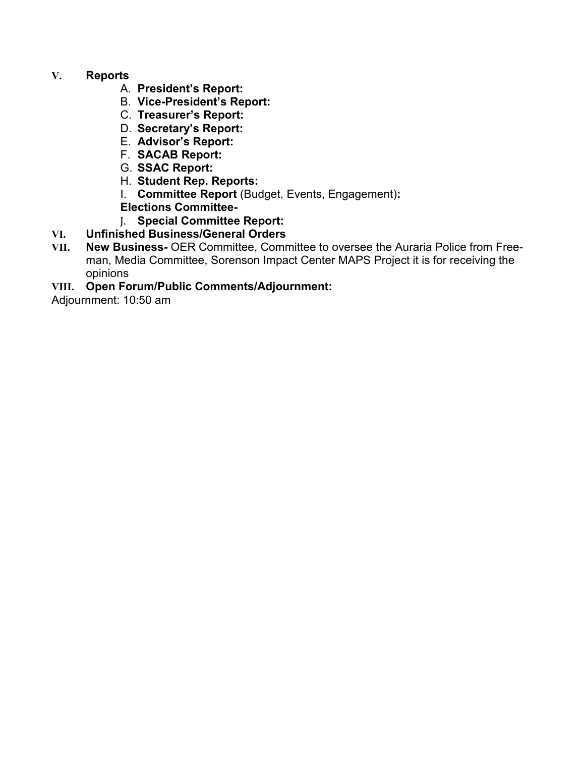**V. Reports**

A. **President's Report:**
B. **Vice-President's Report:**
C. **Treasurer's Report:**
D. **Secretary's Report:**
E. **Advisor's Report:**
F. **SACAB Report:**
G. **SSAC Report:**
H. **Student Rep. Reports:**
I. **Committee Report** (Budget, Events, Engagement)**:**
**Elections Committee-**
J. **Special Committee Report:**

**VI. Unfinished Business/General Orders**

**VII. New Business-** OER Committee, Committee to oversee the Auraria Police from Freeman, Media Committee, Sorenson Impact Center MAPS Project it is for receiving the opinions

**VIII. Open Forum/Public Comments/Adjournment:**

Adjournment: 10:50 am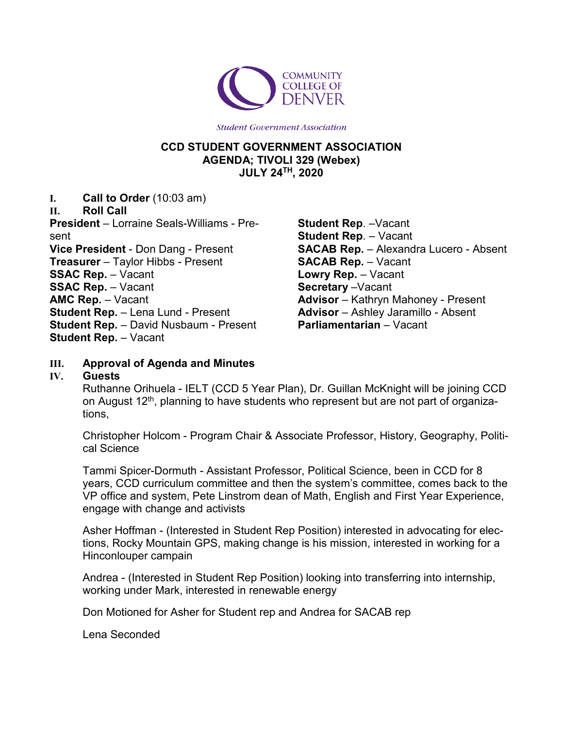COMMUNITY COLLEGE OF DENVER

*Student Government Association*

**CCD STUDENT GOVERNMENT ASSOCIATION**
**AGENDA; TIVOLI 329 (Webex)**
**JULY 24TH, 2020**

**I. Call to Order** (10:03 am)

**II. Roll Call**

**President** – Lorraine Seals-Williams - Present
**Vice President** - Don Dang - Present
**Treasurer** – Taylor Hibbs - Present
**SSAC Rep.** – Vacant
**SSAC Rep.** – Vacant
**AMC Rep.** – Vacant
**Student Rep.** – Lena Lund - Present
**Student Rep.** – David Nusbaum - Present
**Student Rep.** – Vacant
**Student Rep.** –Vacant
**Student Rep.** – Vacant
**SACAB Rep.** – Alexandra Lucero - Absent
**SACAB Rep.** – Vacant
**Lowry Rep.** – Vacant
**Secretary** –Vacant
**Advisor** – Kathryn Mahoney - Present
**Advisor** – Ashley Jaramillo - Absent
**Parliamentarian** – Vacant

**III. Approval of Agenda and Minutes**

**IV. Guests**

Ruthanne Orihuela - IELT (CCD 5 Year Plan), Dr. Guillan McKnight will be joining CCD on August 12th, planning to have students who represent but are not part of organizations,

Christopher Holcom - Program Chair & Associate Professor, History, Geography, Political Science

Tammi Spicer-Dormuth - Assistant Professor, Political Science, been in CCD for 8 years, CCD curriculum committee and then the system's committee, comes back to the VP office and system, Pete Linstrom dean of Math, English and First Year Experience, engage with change and activists

Asher Hoffman - (Interested in Student Rep Position) interested in advocating for elections, Rocky Mountain GPS, making change is his mission, interested in working for a Hinconlouper campain

Andrea - (Interested in Student Rep Position) looking into transferring into internship, working under Mark, interested in renewable energy

Don Motioned for Asher for Student rep and Andrea for SACAB rep

Lena Seconded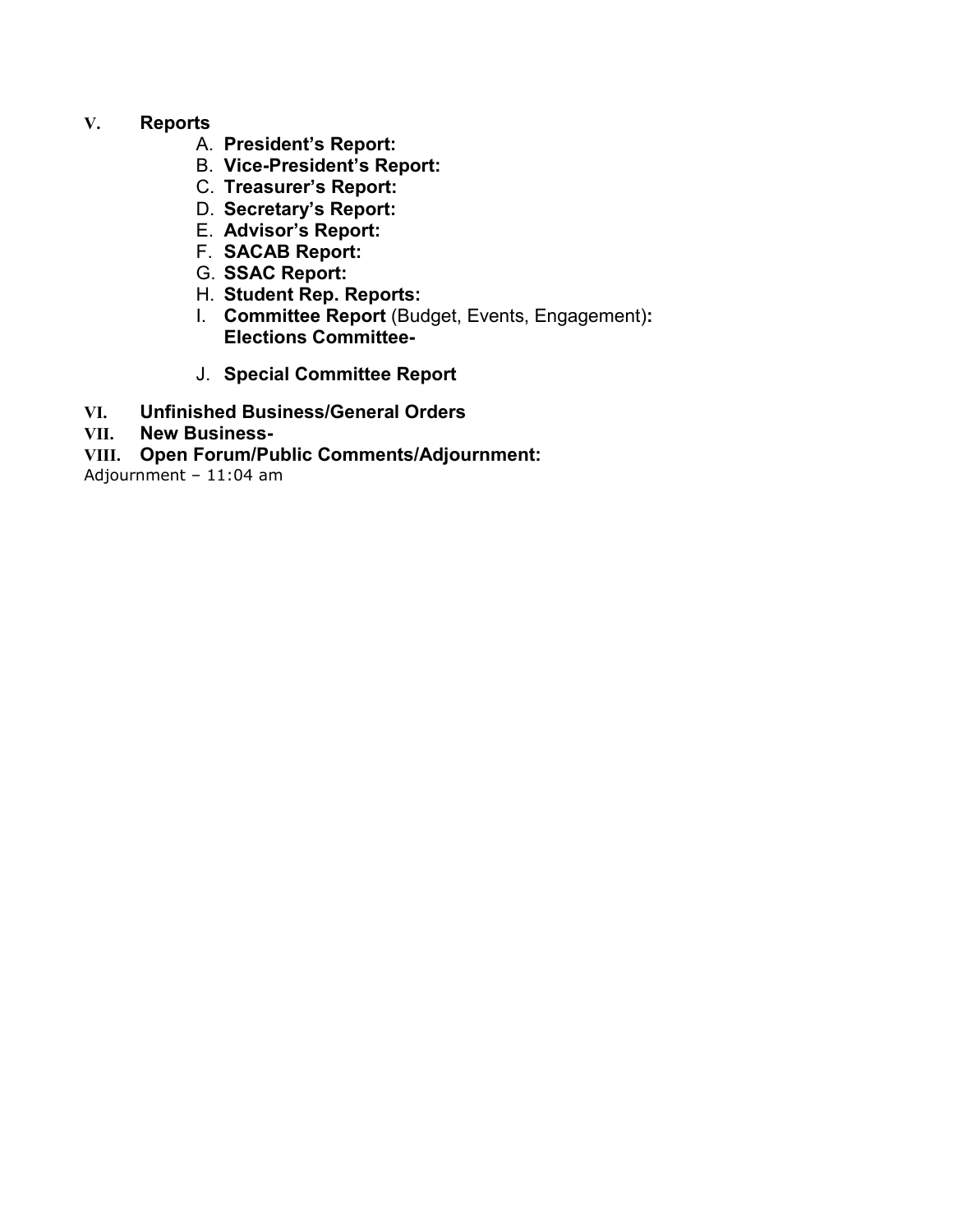**V. Reports**

A. **President's Report:**
B. **Vice-President's Report:**
C. **Treasurer's Report:**
D. **Secretary's Report:**
E. **Advisor's Report:**
F. **SACAB Report:**
G. **SSAC Report:**
H. **Student Rep. Reports:**
I. **Committee Report** (Budget, Events, Engagement)**:**
   **Elections Committee-**

J. **Special Committee Report**

**VI. Unfinished Business/General Orders**

**VII. New Business-**

**VIII. Open Forum/Public Comments/Adjournment:**

Adjournment – 11:04 am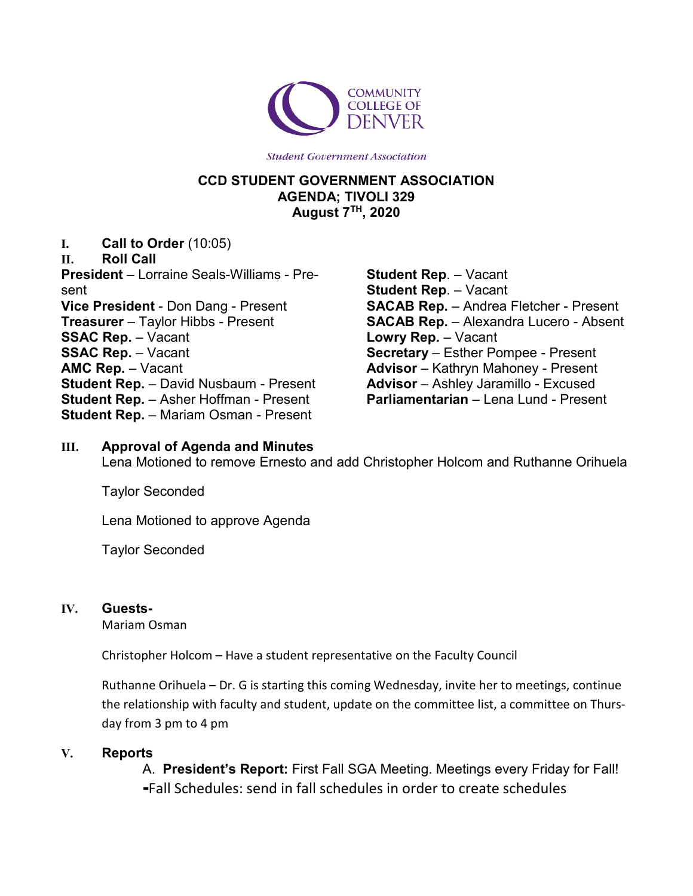COMMUNITY COLLEGE OF DENVER

*Student Government Association*

**CCD STUDENT GOVERNMENT ASSOCIATION**
**AGENDA; TIVOLI 329**
**August 7TH, 2020**

I. **Call to Order** (10:05)

II. **Roll Call**

**President** – Lorraine Seals-Williams - Present
**Vice President** - Don Dang - Present
**Treasurer** – Taylor Hibbs - Present
**SSAC Rep.** – Vacant
**SSAC Rep.** – Vacant
**AMC Rep.** – Vacant
**Student Rep.** – David Nusbaum - Present
**Student Rep.** – Asher Hoffman - Present
**Student Rep.** – Mariam Osman - Present
**Student Rep**. – Vacant
**Student Rep**. – Vacant
**SACAB Rep.** – Andrea Fletcher - Present
**SACAB Rep.** – Alexandra Lucero - Absent
**Lowry Rep.** – Vacant
**Secretary** – Esther Pompee - Present
**Advisor** – Kathryn Mahoney - Present
**Advisor** – Ashley Jaramillo - Excused
**Parliamentarian** – Lena Lund - Present

III. **Approval of Agenda and Minutes**

Lena Motioned to remove Ernesto and add Christopher Holcom and Ruthanne Orihuela

Taylor Seconded

Lena Motioned to approve Agenda

Taylor Seconded

IV. **Guests-**

Mariam Osman

Christopher Holcom – Have a student representative on the Faculty Council

Ruthanne Orihuela – Dr. G is starting this coming Wednesday, invite her to meetings, continue the relationship with faculty and student, update on the committee list, a committee on Thursday from 3 pm to 4 pm

V. **Reports**

A. **President's Report:** First Fall SGA Meeting. Meetings every Friday for Fall!

-Fall Schedules: send in fall schedules in order to create schedules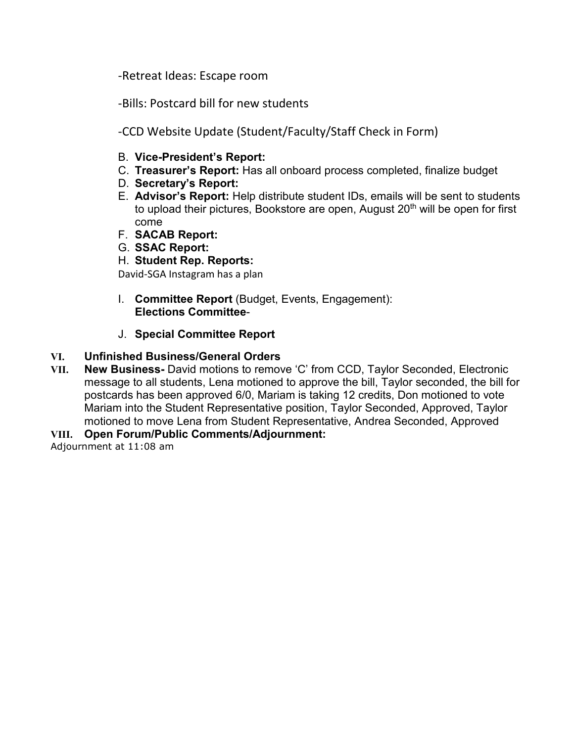-Retreat Ideas: Escape room

-Bills: Postcard bill for new students

-CCD Website Update (Student/Faculty/Staff Check in Form)

B. **Vice-President's Report:**
C. **Treasurer's Report:** Has all onboard process completed, finalize budget
D. **Secretary's Report:**
E. **Advisor's Report:** Help distribute student IDs, emails will be sent to students to upload their pictures, Bookstore are open, August 20th will be open for first come
F. **SACAB Report:**
G. **SSAC Report:**
H. **Student Rep. Reports:**

David-SGA Instagram has a plan

I. **Committee Report** (Budget, Events, Engagement):
**Elections Committee**-

J. **Special Committee Report**

VI. **Unfinished Business/General Orders**

VII. **New Business-** David motions to remove 'C' from CCD, Taylor Seconded, Electronic message to all students, Lena motioned to approve the bill, Taylor seconded, the bill for postcards has been approved 6/0, Mariam is taking 12 credits, Don motioned to vote Mariam into the Student Representative position, Taylor Seconded, Approved, Taylor motioned to move Lena from Student Representative, Andrea Seconded, Approved

VIII. **Open Forum/Public Comments/Adjournment:**

Adjournment at 11:08 am